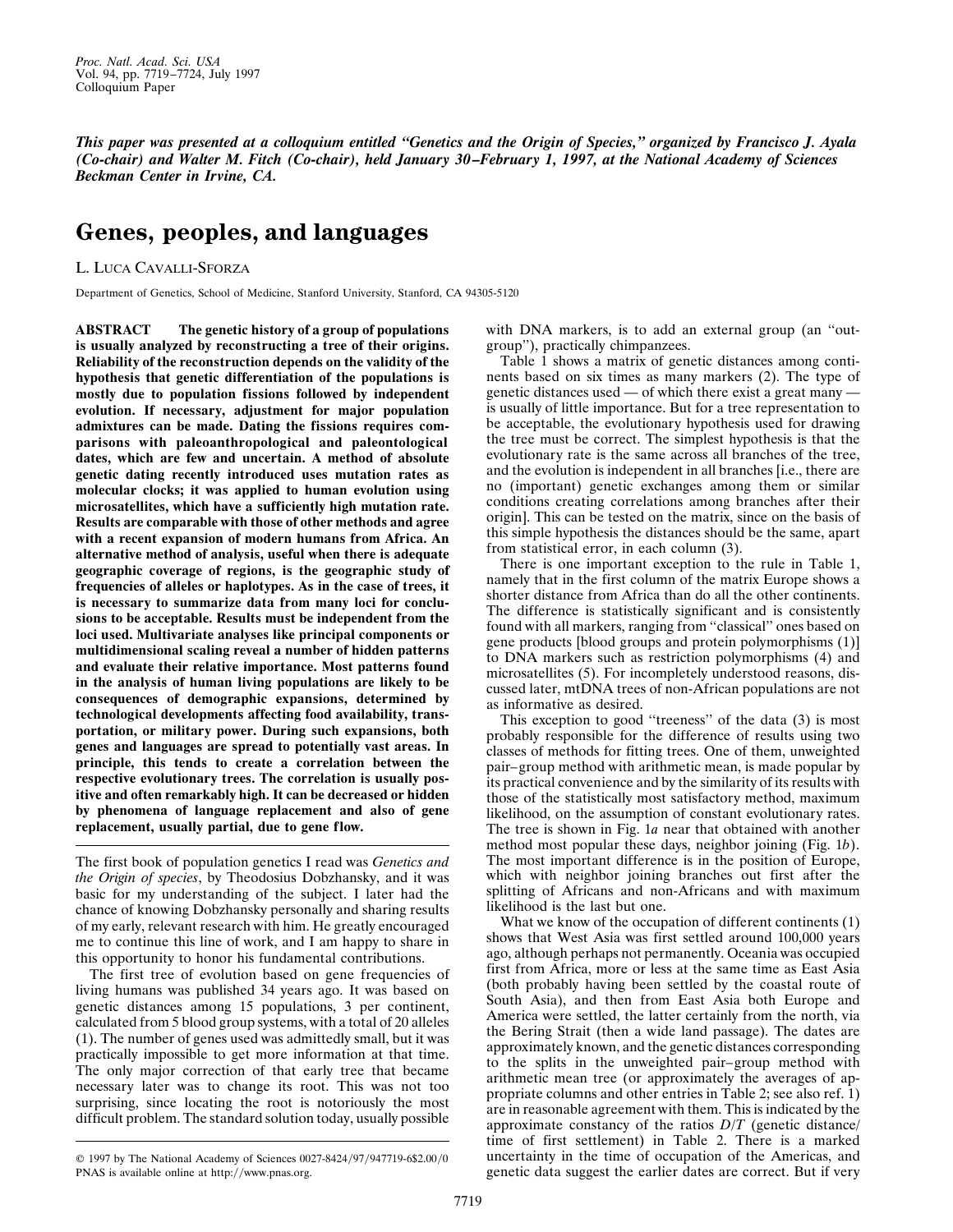*This paper was presented at a colloquium entitled "Genetics and the Origin of Species," organized by Francisco J. Ayala (Co-chair) and Walter M. Fitch (Co-chair), held January 30–February 1, 1997, at the National Academy of Sciences Beckman Center in Irvine, CA.*

# Genes, peoples, and languages

L. LUCA CAVALLI-SFORZA

Department of Genetics, School of Medicine, Stanford University, Stanford, CA 94305-5120

**ABSTRACT The genetic history of a group of populations is usually analyzed by reconstructing a tree of their origins. Reliability of the reconstruction depends on the validity of the hypothesis that genetic differentiation of the populations is mostly due to population fissions followed by independent evolution. If necessary, adjustment for major population admixtures can be made. Dating the fissions requires comparisons with paleoanthropological and paleontological dates, which are few and uncertain. A method of absolute genetic dating recently introduced uses mutation rates as molecular clocks; it was applied to human evolution using microsatellites, which have a sufficiently high mutation rate. Results are comparable with those of other methods and agree with a recent expansion of modern humans from Africa. An alternative method of analysis, useful when there is adequate geographic coverage of regions, is the geographic study of frequencies of alleles or haplotypes. As in the case of trees, it is necessary to summarize data from many loci for conclusions to be acceptable. Results must be independent from the loci used. Multivariate analyses like principal components or multidimensional scaling reveal a number of hidden patterns and evaluate their relative importance. Most patterns found in the analysis of human living populations are likely to be consequences of demographic expansions, determined by technological developments affecting food availability, transportation, or military power. During such expansions, both genes and languages are spread to potentially vast areas. In principle, this tends to create a correlation between the respective evolutionary trees. The correlation is usually positive and often remarkably high. It can be decreased or hidden by phenomena of language replacement and also of gene replacement, usually partial, due to gene flow.**

The first book of population genetics I read was *Genetics and the Origin of species*, by Theodosius Dobzhansky, and it was basic for my understanding of the subject. I later had the chance of knowing Dobzhansky personally and sharing results of my early, relevant research with him. He greatly encouraged me to continue this line of work, and I am happy to share in this opportunity to honor his fundamental contributions.

The first tree of evolution based on gene frequencies of living humans was published 34 years ago. It was based on genetic distances among 15 populations, 3 per continent, calculated from 5 blood group systems, with a total of 20 alleles (1). The number of genes used was admittedly small, but it was practically impossible to get more information at that time. The only major correction of that early tree that became necessary later was to change its root. This was not too surprising, since locating the root is notoriously the most difficult problem. The standard solution today, usually possible with DNA markers, is to add an external group (an "outgroup"), practically chimpanzees.

Table 1 shows a matrix of genetic distances among continents based on six times as many markers (2). The type of genetic distances used — of which there exist a great many — is usually of little importance. But for a tree representation to be acceptable, the evolutionary hypothesis used for drawing the tree must be correct. The simplest hypothesis is that the evolutionary rate is the same across all branches of the tree, and the evolution is independent in all branches [i.e., there are no (important) genetic exchanges among them or similar conditions creating correlations among branches after their origin]. This can be tested on the matrix, since on the basis of this simple hypothesis the distances should be the same, apart from statistical error, in each column (3).

There is one important exception to the rule in Table 1, namely that in the first column of the matrix Europe shows a shorter distance from Africa than do all the other continents. The difference is statistically significant and is consistently found with all markers, ranging from "classical" ones based on gene products [blood groups and protein polymorphisms (1)] to DNA markers such as restriction polymorphisms (4) and microsatellites (5). For incompletely understood reasons, discussed later, mtDNA trees of non-African populations are not as informative as desired.

This exception to good "treeness" of the data (3) is most probably responsible for the difference of results using two classes of methods for fitting trees. One of them, unweighted pair–group method with arithmetic mean, is made popular by its practical convenience and by the similarity of its results with those of the statistically most satisfactory method, maximum likelihood, on the assumption of constant evolutionary rates. The tree is shown in Fig. 1*a* near that obtained with another method most popular these days, neighbor joining (Fig. 1*b*). The most important difference is in the position of Europe, which with neighbor joining branches out first after the splitting of Africans and non-Africans and with maximum likelihood is the last but one.

What we know of the occupation of different continents (1) shows that West Asia was first settled around 100,000 years ago, although perhaps not permanently. Oceania was occupied first from Africa, more or less at the same time as East Asia (both probably having been settled by the coastal route of South Asia), and then from East Asia both Europe and America were settled, the latter certainly from the north, via the Bering Strait (then a wide land passage). The dates are approximately known, and the genetic distances corresponding to the splits in the unweighted pair–group method with arithmetic mean tree (or approximately the averages of appropriate columns and other entries in Table 2; see also ref. 1) are in reasonable agreement with them. This is indicated by the approximate constancy of the ratios $D/T$ (genetic distance/time of first settlement) in Table 2. There is a marked uncertainty in the time of occupation of the Americas, and genetic data suggest the earlier dates are correct. But if very

© 1997 by The National Academy of Sciences 0027-8424/97/947719-6$2.00/0
PNAS is available online at http://www.pnas.org.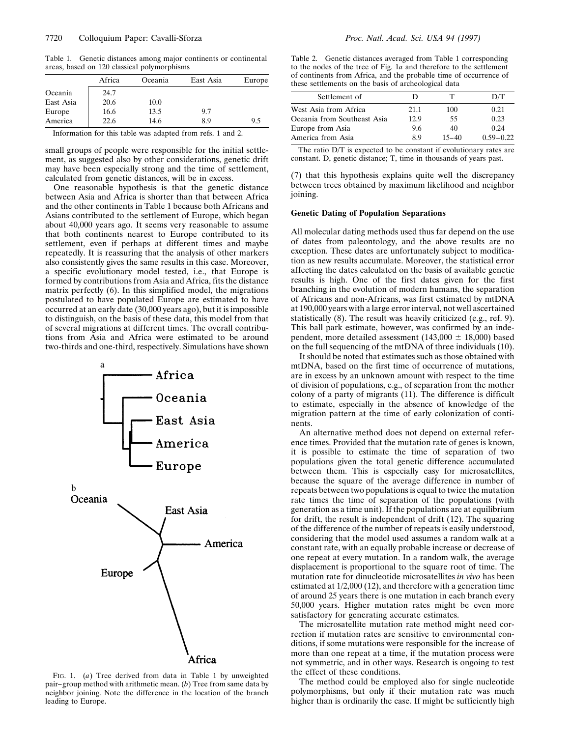Table 1. Genetic distances among major continents or continental areas, based on 120 classical polymorphisms

| | Africa | Oceania | East Asia | Europe |
|---|---|---|---|---|
| Oceania | 24.7 | | | |
| East Asia | 20.6 | 10.0 | | |
| Europe | 16.6 | 13.5 | 9.7 | |
| America | 22.6 | 14.6 | 8.9 | 9.5 |

Information for this table was adapted from refs. 1 and 2.

small groups of people were responsible for the initial settlement, as suggested also by other considerations, genetic drift may have been especially strong and the time of settlement, calculated from genetic distances, will be in excess.

One reasonable hypothesis is that the genetic distance between Asia and Africa is shorter than that between Africa and the other continents in Table 1 because both Africans and Asians contributed to the settlement of Europe, which began about 40,000 years ago. It seems very reasonable to assume that both continents nearest to Europe contributed to its settlement, even if perhaps at different times and maybe repeatedly. It is reassuring that the analysis of other markers also consistently gives the same results in this case. Moreover, a specific evolutionary model tested, i.e., that Europe is formed by contributions from Asia and Africa, fits the distance matrix perfectly (6). In this simplified model, the migrations postulated to have populated Europe are estimated to have occurred at an early date (30,000 years ago), but it is impossible to distinguish, on the basis of these data, this model from that of several migrations at different times. The overall contributions from Asia and Africa were estimated to be around two-thirds and one-third, respectively. Simulations have shown (7) that this hypothesis explains quite well the discrepancy between trees obtained by maximum likelihood and neighbor joining.

FIG. 1. (*a*) Tree derived from data in Table 1 by unweighted pair–group method with arithmetic mean. (*b*) Tree from same data by neighbor joining. Note the difference in the location of the branch leading to Europe.

Table 2. Genetic distances averaged from Table 1 corresponding to the nodes of the tree of Fig. 1*a* and therefore to the settlement of continents from Africa, and the probable time of occurrence of these settlements on the basis of archeological data

| Settlement of | D | T | D/T |
|---|---|---|---|
| West Asia from Africa | 21.1 | 100 | 0.21 |
| Oceania from Southeast Asia | 12.9 | 55 | 0.23 |
| Europe from Asia | 9.6 | 40 | 0.24 |
| America from Asia | 8.9 | 15–40 | 0.59–0.22 |

The ratio D/T is expected to be constant if evolutionary rates are constant. D, genetic distance; T, time in thousands of years past.

## Genetic Dating of Population Separations

All molecular dating methods used thus far depend on the use of dates from paleontology, and the above results are no exception. These dates are unfortunately subject to modification as new results accumulate. Moreover, the statistical error affecting the dates calculated on the basis of available genetic results is high. One of the first dates given for the first branching in the evolution of modern humans, the separation of Africans and non-Africans, was first estimated by mtDNA at 190,000 years with a large error interval, not well ascertained statistically (8). The result was heavily criticized (e.g., ref. 9). This ball park estimate, however, was confirmed by an independent, more detailed assessment (143,000 ± 18,000) based on the full sequencing of the mtDNA of three individuals (10).

It should be noted that estimates such as those obtained with mtDNA, based on the first time of occurrence of mutations, are in excess by an unknown amount with respect to the time of division of populations, e.g., of separation from the mother colony of a party of migrants (11). The difference is difficult to estimate, especially in the absence of knowledge of the migration pattern at the time of early colonization of continents.

An alternative method does not depend on external reference times. Provided that the mutation rate of genes is known, it is possible to estimate the time of separation of two populations given the total genetic difference accumulated between them. This is especially easy for microsatellites, because the square of the average difference in number of repeats between two populations is equal to twice the mutation rate times the time of separation of the populations (with generation as a time unit). If the populations are at equilibrium for drift, the result is independent of drift (12). The squaring of the difference of the number of repeats is easily understood, considering that the model used assumes a random walk at a constant rate, with an equally probable increase or decrease of one repeat at every mutation. In a random walk, the average displacement is proportional to the square root of time. The mutation rate for dinucleotide microsatellites *in vivo* has been estimated at 1/2,000 (12), and therefore with a generation time of around 25 years there is one mutation in each branch every 50,000 years. Higher mutation rates might be even more satisfactory for generating accurate estimates.

The microsatellite mutation rate method might need correction if mutation rates are sensitive to environmental conditions, if some mutations were responsible for the increase of more than one repeat at a time, if the mutation process were not symmetric, and in other ways. Research is ongoing to test the effect of these conditions.

The method could be employed also for single nucleotide polymorphisms, but only if their mutation rate was much higher than is ordinarily the case. If might be sufficiently high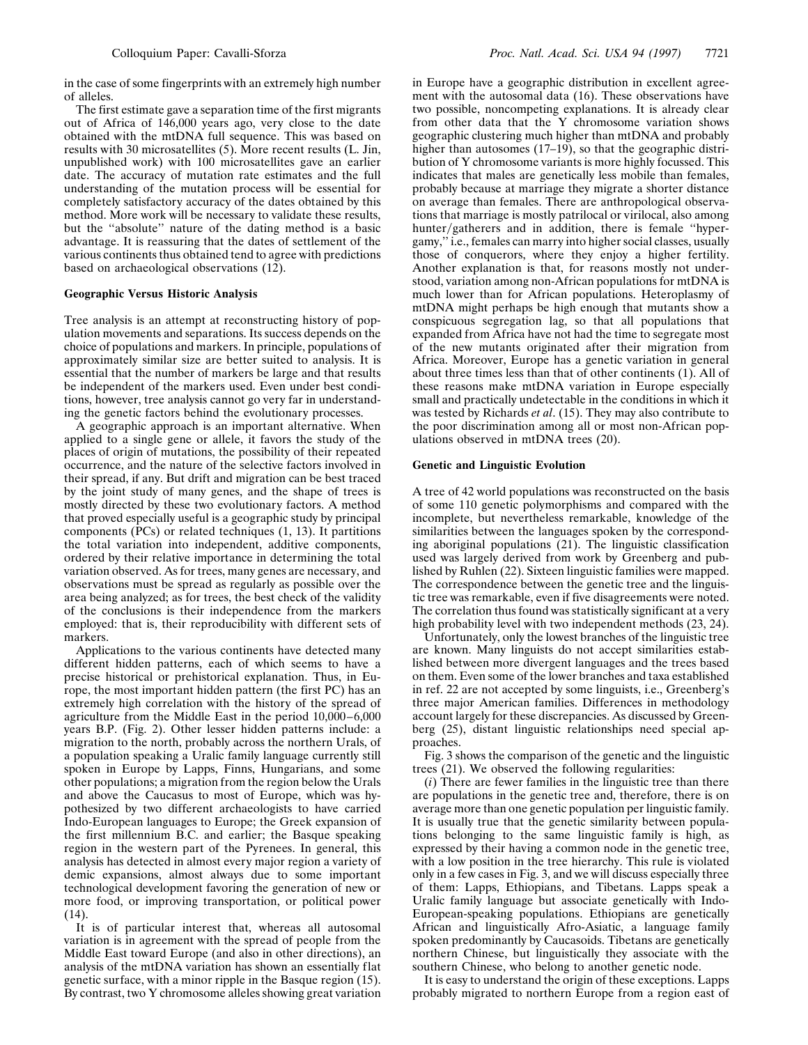in the case of some fingerprints with an extremely high number of alleles.

The first estimate gave a separation time of the first migrants out of Africa of 146,000 years ago, very close to the date obtained with the mtDNA full sequence. This was based on results with 30 microsatellites (5). More recent results (L. Jin, unpublished work) with 100 microsatellites gave an earlier date. The accuracy of mutation rate estimates and the full understanding of the mutation process will be essential for completely satisfactory accuracy of the dates obtained by this method. More work will be necessary to validate these results, but the "absolute" nature of the dating method is a basic advantage. It is reassuring that the dates of settlement of the various continents thus obtained tend to agree with predictions based on archaeological observations (12).

## Geographic Versus Historic Analysis

Tree analysis is an attempt at reconstructing history of population movements and separations. Its success depends on the choice of populations and markers. In principle, populations of approximately similar size are better suited to analysis. It is essential that the number of markers be large and that results be independent of the markers used. Even under best conditions, however, tree analysis cannot go very far in understanding the genetic factors behind the evolutionary processes.

A geographic approach is an important alternative. When applied to a single gene or allele, it favors the study of the places of origin of mutations, the possibility of their repeated occurrence, and the nature of the selective factors involved in their spread, if any. But drift and migration can be best traced by the joint study of many genes, and the shape of trees is mostly directed by these two evolutionary factors. A method that proved especially useful is a geographic study by principal components (PCs) or related techniques (1, 13). It partitions the total variation into independent, additive components, ordered by their relative importance in determining the total variation observed. As for trees, many genes are necessary, and observations must be spread as regularly as possible over the area being analyzed; as for trees, the best check of the validity of the conclusions is their independence from the markers employed: that is, their reproducibility with different sets of markers.

Applications to the various continents have detected many different hidden patterns, each of which seems to have a precise historical or prehistorical explanation. Thus, in Europe, the most important hidden pattern (the first PC) has an extremely high correlation with the history of the spread of agriculture from the Middle East in the period 10,000–6,000 years B.P. (Fig. 2). Other lesser hidden patterns include: a migration to the north, probably across the northern Urals, of a population speaking a Uralic family language currently still spoken in Europe by Lapps, Finns, Hungarians, and some other populations; a migration from the region below the Urals and above the Caucasus to most of Europe, which was hypothesized by two different archaeologists to have carried Indo-European languages to Europe; the Greek expansion of the first millennium B.C. and earlier; the Basque speaking region in the western part of the Pyrenees. In general, this analysis has detected in almost every major region a variety of demic expansions, almost always due to some important technological development favoring the generation of new or more food, or improving transportation, or political power (14).

It is of particular interest that, whereas all autosomal variation is in agreement with the spread of people from the Middle East toward Europe (and also in other directions), an analysis of the mtDNA variation has shown an essentially flat genetic surface, with a minor ripple in the Basque region (15). By contrast, two Y chromosome alleles showing great variation in Europe have a geographic distribution in excellent agreement with the autosomal data (16). These observations have two possible, noncompeting explanations. It is already clear from other data that the Y chromosome variation shows geographic clustering much higher than mtDNA and probably higher than autosomes (17–19), so that the geographic distribution of Y chromosome variants is more highly focussed. This indicates that males are genetically less mobile than females, probably because at marriage they migrate a shorter distance on average than females. There are anthropological observations that marriage is mostly patrilocal or virilocal, also among hunter/gatherers and in addition, there is female "hypergamy," i.e., females can marry into higher social classes, usually those of conquerors, where they enjoy a higher fertility. Another explanation is that, for reasons mostly not understood, variation among non-African populations for mtDNA is much lower than for African populations. Heteroplasmy of mtDNA might perhaps be high enough that mutants show a conspicuous segregation lag, so that all populations that expanded from Africa have not had the time to segregate most of the new mutants originated after their migration from Africa. Moreover, Europe has a genetic variation in general about three times less than that of other continents (1). All of these reasons make mtDNA variation in Europe especially small and practically undetectable in the conditions in which it was tested by Richards *et al*. (15). They may also contribute to the poor discrimination among all or most non-African populations observed in mtDNA trees (20).

## Genetic and Linguistic Evolution

A tree of 42 world populations was reconstructed on the basis of some 110 genetic polymorphisms and compared with the incomplete, but nevertheless remarkable, knowledge of the similarities between the languages spoken by the corresponding aboriginal populations (21). The linguistic classification used was largely derived from work by Greenberg and published by Ruhlen (22). Sixteen linguistic families were mapped. The correspondence between the genetic tree and the linguistic tree was remarkable, even if five disagreements were noted. The correlation thus found was statistically significant at a very high probability level with two independent methods (23, 24).

Unfortunately, only the lowest branches of the linguistic tree are known. Many linguists do not accept similarities established between more divergent languages and the trees based on them. Even some of the lower branches and taxa established in ref. 22 are not accepted by some linguists, i.e., Greenberg's three major American families. Differences in methodology account largely for these discrepancies. As discussed by Greenberg (25), distant linguistic relationships need special approaches.

Fig. 3 shows the comparison of the genetic and the linguistic trees (21). We observed the following regularities:

(*i*) There are fewer families in the linguistic tree than there are populations in the genetic tree and, therefore, there is on average more than one genetic population per linguistic family. It is usually true that the genetic similarity between populations belonging to the same linguistic family is high, as expressed by their having a common node in the genetic tree, with a low position in the tree hierarchy. This rule is violated only in a few cases in Fig. 3, and we will discuss especially three of them: Lapps, Ethiopians, and Tibetans. Lapps speak a Uralic family language but associate genetically with Indo-European-speaking populations. Ethiopians are genetically African and linguistically Afro-Asiatic, a language family spoken predominantly by Caucasoids. Tibetans are genetically northern Chinese, but linguistically they associate with the southern Chinese, who belong to another genetic node.

It is easy to understand the origin of these exceptions. Lapps probably migrated to northern Europe from a region east of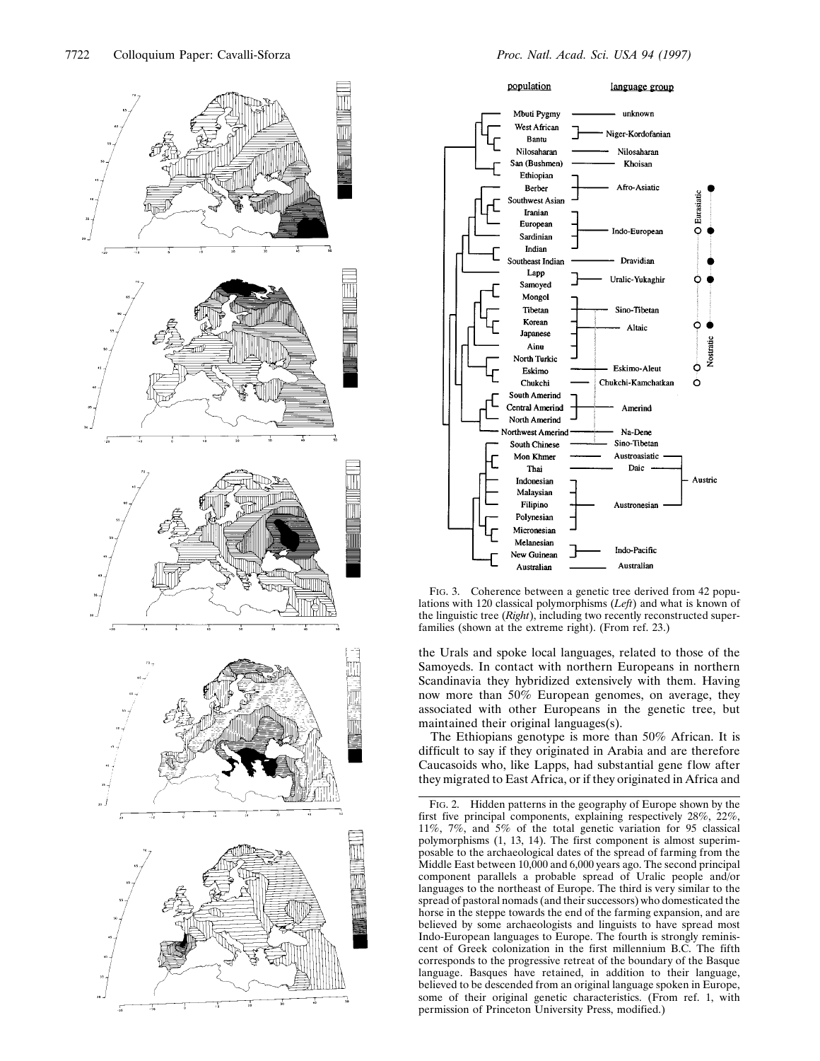FIG. 3. Coherence between a genetic tree derived from 42 populations with 120 classical polymorphisms (*Left*) and what is known of the linguistic tree (*Right*), including two recently reconstructed superfamilies (shown at the extreme right). (From ref. 23.)

the Urals and spoke local languages, related to those of the Samoyeds. In contact with northern Europeans in northern Scandinavia they hybridized extensively with them. Having now more than 50% European genomes, on average, they associated with other Europeans in the genetic tree, but maintained their original languages(s).

The Ethiopians genotype is more than 50% African. It is difficult to say if they originated in Arabia and are therefore Caucasoids who, like Lapps, had substantial gene flow after they migrated to East Africa, or if they originated in Africa and

FIG. 2. Hidden patterns in the geography of Europe shown by the first five principal components, explaining respectively 28%, 22%, 11%, 7%, and 5% of the total genetic variation for 95 classical polymorphisms (1, 13, 14). The first component is almost superimposable to the archaeological dates of the spread of farming from the Middle East between 10,000 and 6,000 years ago. The second principal component parallels a probable spread of Uralic people and/or languages to the northeast of Europe. The third is very similar to the spread of pastoral nomads (and their successors) who domesticated the horse in the steppe towards the end of the farming expansion, and are believed by some archaeologists and linguists to have spread most Indo-European languages to Europe. The fourth is strongly reminiscent of Greek colonization in the first millennium B.C. The fifth corresponds to the progressive retreat of the boundary of the Basque language. Basques have retained, in addition to their language, believed to be descended from an original language spoken in Europe, some of their original genetic characteristics. (From ref. 1, with permission of Princeton University Press, modified.)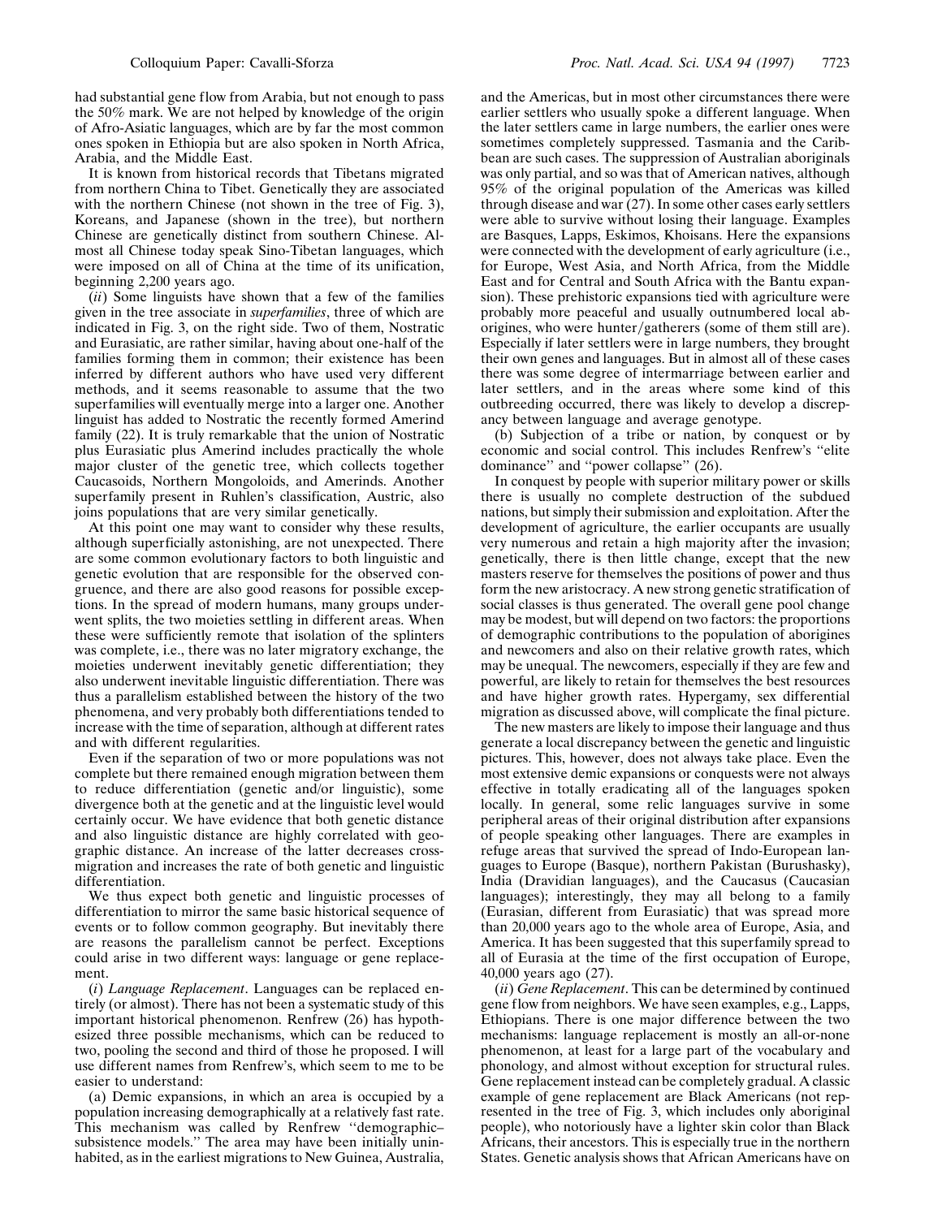had substantial gene flow from Arabia, but not enough to pass the 50% mark. We are not helped by knowledge of the origin of Afro-Asiatic languages, which are by far the most common ones spoken in Ethiopia but are also spoken in North Africa, Arabia, and the Middle East.

It is known from historical records that Tibetans migrated from northern China to Tibet. Genetically they are associated with the northern Chinese (not shown in the tree of Fig. 3), Koreans, and Japanese (shown in the tree), but northern Chinese are genetically distinct from southern Chinese. Almost all Chinese today speak Sino-Tibetan languages, which were imposed on all of China at the time of its unification, beginning 2,200 years ago.

(*ii*) Some linguists have shown that a few of the families given in the tree associate in *superfamilies*, three of which are indicated in Fig. 3, on the right side. Two of them, Nostratic and Eurasiatic, are rather similar, having about one-half of the families forming them in common; their existence has been inferred by different authors who have used very different methods, and it seems reasonable to assume that the two superfamilies will eventually merge into a larger one. Another linguist has added to Nostratic the recently formed Amerind family (22). It is truly remarkable that the union of Nostratic plus Eurasiatic plus Amerind includes practically the whole major cluster of the genetic tree, which collects together Caucasoids, Northern Mongoloids, and Amerinds. Another superfamily present in Ruhlen's classification, Austric, also joins populations that are very similar genetically.

At this point one may want to consider why these results, although superficially astonishing, are not unexpected. There are some common evolutionary factors to both linguistic and genetic evolution that are responsible for the observed congruence, and there are also good reasons for possible exceptions. In the spread of modern humans, many groups underwent splits, the two moieties settling in different areas. When these were sufficiently remote that isolation of the splinters was complete, i.e., there was no later migratory exchange, the moieties underwent inevitably genetic differentiation; they also underwent inevitable linguistic differentiation. There was thus a parallelism established between the history of the two phenomena, and very probably both differentiations tended to increase with the time of separation, although at different rates and with different regularities.

Even if the separation of two or more populations was not complete but there remained enough migration between them to reduce differentiation (genetic and/or linguistic), some divergence both at the genetic and at the linguistic level would certainly occur. We have evidence that both genetic distance and also linguistic distance are highly correlated with geographic distance. An increase of the latter decreases cross-migration and increases the rate of both genetic and linguistic differentiation.

We thus expect both genetic and linguistic processes of differentiation to mirror the same basic historical sequence of events or to follow common geography. But inevitably there are reasons the parallelism cannot be perfect. Exceptions could arise in two different ways: language or gene replacement.

(*i*) *Language Replacement*. Languages can be replaced entirely (or almost). There has not been a systematic study of this important historical phenomenon. Renfrew (26) has hypothesized three possible mechanisms, which can be reduced to two, pooling the second and third of those he proposed. I will use different names from Renfrew's, which seem to me to be easier to understand:

(a) Demic expansions, in which an area is occupied by a population increasing demographically at a relatively fast rate. This mechanism was called by Renfrew "demographic–subsistence models." The area may have been initially uninhabited, as in the earliest migrations to New Guinea, Australia, and the Americas, but in most other circumstances there were earlier settlers who usually spoke a different language. When the later settlers came in large numbers, the earlier ones were sometimes completely suppressed. Tasmania and the Caribbean are such cases. The suppression of Australian aboriginals was only partial, and so was that of American natives, although 95% of the original population of the Americas was killed through disease and war (27). In some other cases early settlers were able to survive without losing their language. Examples are Basques, Lapps, Eskimos, Khoisans. Here the expansions were connected with the development of early agriculture (i.e., for Europe, West Asia, and North Africa, from the Middle East and for Central and South Africa with the Bantu expansion). These prehistoric expansions tied with agriculture were probably more peaceful and usually outnumbered local aborigines, who were hunter/gatherers (some of them still are). Especially if later settlers were in large numbers, they brought their own genes and languages. But in almost all of these cases there was some degree of intermarriage between earlier and later settlers, and in the areas where some kind of this outbreeding occurred, there was likely to develop a discrepancy between language and average genotype.

(b) Subjection of a tribe or nation, by conquest or by economic and social control. This includes Renfrew's "elite dominance" and "power collapse" (26).

In conquest by people with superior military power or skills there is usually no complete destruction of the subdued nations, but simply their submission and exploitation. After the development of agriculture, the earlier occupants are usually very numerous and retain a high majority after the invasion; genetically, there is then little change, except that the new masters reserve for themselves the positions of power and thus form the new aristocracy. A new strong genetic stratification of social classes is thus generated. The overall gene pool change may be modest, but will depend on two factors: the proportions of demographic contributions to the population of aborigines and newcomers and also on their relative growth rates, which may be unequal. The newcomers, especially if they are few and powerful, are likely to retain for themselves the best resources and have higher growth rates. Hypergamy, sex differential migration as discussed above, will complicate the final picture.

The new masters are likely to impose their language and thus generate a local discrepancy between the genetic and linguistic pictures. This, however, does not always take place. Even the most extensive demic expansions or conquests were not always effective in totally eradicating all of the languages spoken locally. In general, some relic languages survive in some peripheral areas of their original distribution after expansions of people speaking other languages. There are examples in refuge areas that survived the spread of Indo-European languages to Europe (Basque), northern Pakistan (Burushasky), India (Dravidian languages), and the Caucasus (Caucasian languages); interestingly, they may all belong to a family (Eurasian, different from Eurasiatic) that was spread more than 20,000 years ago to the whole area of Europe, Asia, and America. It has been suggested that this superfamily spread to all of Eurasia at the time of the first occupation of Europe, 40,000 years ago (27).

(*ii*) *Gene Replacement*. This can be determined by continued gene flow from neighbors. We have seen examples, e.g., Lapps, Ethiopians. There is one major difference between the two mechanisms: language replacement is mostly an all-or-none phenomenon, at least for a large part of the vocabulary and phonology, and almost without exception for structural rules. Gene replacement instead can be completely gradual. A classic example of gene replacement are Black Americans (not represented in the tree of Fig. 3, which includes only aboriginal people), who notoriously have a lighter skin color than Black Africans, their ancestors. This is especially true in the northern States. Genetic analysis shows that African Americans have on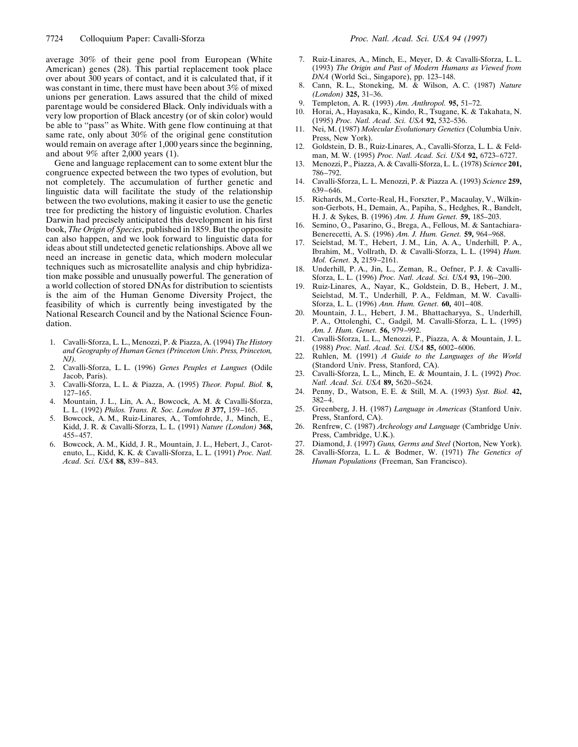average 30% of their gene pool from European (White American) genes (28). This partial replacement took place over about 300 years of contact, and it is calculated that, if it was constant in time, there must have been about 3% of mixed unions per generation. Laws assured that the child of mixed parentage would be considered Black. Only individuals with a very low proportion of Black ancestry (or of skin color) would be able to "pass" as White. With gene flow continuing at that same rate, only about 30% of the original gene constitution would remain on average after 1,000 years since the beginning, and about 9% after 2,000 years (1).

Gene and language replacement can to some extent blur the congruence expected between the two types of evolution, but not completely. The accumulation of further genetic and linguistic data will facilitate the study of the relationship between the two evolutions, making it easier to use the genetic tree for predicting the history of linguistic evolution. Charles Darwin had precisely anticipated this development in his first book, *The Origin of Species*, published in 1859. But the opposite can also happen, and we look forward to linguistic data for ideas about still undetected genetic relationships. Above all we need an increase in genetic data, which modern molecular techniques such as microsatellite analysis and chip hybridization make possible and unusually powerful. The generation of a world collection of stored DNAs for distribution to scientists is the aim of the Human Genome Diversity Project, the feasibility of which is currently being investigated by the National Research Council and by the National Science Foundation.

1. Cavalli-Sforza, L. L., Menozzi, P. & Piazza, A. (1994) *The History and Geography of Human Genes (Princeton Univ. Press, Princeton, NJ).*
2. Cavalli-Sforza, L. L. (1996) *Genes Peuples et Langues* (Odile Jacob, Paris).
3. Cavalli-Sforza, L. L. & Piazza, A. (1995) *Theor. Popul. Biol.* **8,** 127–165.
4. Mountain, J. L., Lin, A. A., Bowcock, A. M. & Cavalli-Sforza, L. L. (1992) *Philos. Trans. R. Soc. London B* **377,** 159–165.
5. Bowcock, A. M., Ruiz-Linares, A., Tomfohrde, J., Minch, E., Kidd, J. R. & Cavalli-Sforza, L. L. (1991) *Nature (London)* **368,** 455–457.
6. Bowcock, A. M., Kidd, J. R., Mountain, J. L., Hebert, J., Carotenuto, L., Kidd, K. K. & Cavalli-Sforza, L. L. (1991) *Proc. Natl. Acad. Sci. USA* **88,** 839–843.
7. Ruiz-Linares, A., Minch, E., Meyer, D. & Cavalli-Sforza, L. L. (1993) *The Origin and Past of Modern Humans as Viewed from DNA* (World Sci., Singapore), pp. 123–148.
8. Cann, R. L., Stoneking, M. & Wilson, A. C. (1987) *Nature (London)* **325,** 31–36.
9. Templeton, A. R. (1993) *Am. Anthropol.* **95,** 51–72.
10. Horai, A., Hayasaka, K., Kindo, R., Tsugane, K. & Takahata, N. (1995) *Proc. Natl. Acad. Sci. USA* **92,** 532–536.
11. Nei, M. (1987) *Molecular Evolutionary Genetics* (Columbia Univ. Press, New York).
12. Goldstein, D. B., Ruiz-Linares, A., Cavalli-Sforza, L. L. & Feldman, M. W. (1995) *Proc. Natl. Acad. Sci. USA* **92,** 6723–6727.
13. Menozzi, P., Piazza, A. & Cavalli-Sforza, L. L. (1978) *Science* **201,** 786–792.
14. Cavalli-Sforza, L. L. Menozzi, P. & Piazza A. (1993) *Science* **259,** 639–646.
15. Richards, M., Corte-Real, H., Forszter, P., Macaulay, V., Wilkinson-Gerbots, H., Demain, A., Papiha, S., Hedghes, R., Bandelt, H. J. & Sykes, B. (1996) *Am. J. Hum Genet.* **59,** 185–203.
16. Semino, O., Pasarino, G., Brega, A., Fellous, M. & Santachiara-Benerecetti, A. S. (1996) *Am. J. Hum. Genet.* **59,** 964–968.
17. Seielstad, M. T., Hebert, J. M., Lin, A. A., Underhill, P. A., Ibrahim, M., Vollrath, D. & Cavalli-Sforza, L. L. (1994) *Hum. Mol. Genet.* **3,** 2159–2161.
18. Underhill, P. A., Jin, L., Zeman, R., Oefner, P. J. & Cavalli-Sforza, L. L. (1996) *Proc. Natl. Acad. Sci. USA* **93,** 196–200.
19. Ruiz-Linares, A., Nayar, K., Goldstein, D. B., Hebert, J. M., Seielstad, M. T., Underhill, P. A., Feldman, M. W. Cavalli-Sforza, L. L. (1996) *Ann. Hum. Genet.* **60,** 401–408.
20. Mountain, J. L., Hebert, J. M., Bhattacharyya, S., Underhill, P. A., Ottolenghi, C., Gadgil, M. Cavalli-Sforza, L. L. (1995) *Am. J. Hum. Genet.* **56,** 979–992.
21. Cavalli-Sforza, L. L., Menozzi, P., Piazza, A. & Mountain, J. L. (1988) *Proc. Natl. Acad. Sci. USA* **85,** 6002–6006.
22. Ruhlen, M. (1991) *A Guide to the Languages of the World* (Standord Univ. Press, Stanford, CA).
23. Cavalli-Sforza, L. L., Minch, E. & Mountain, J. L. (1992) *Proc. Natl. Acad. Sci. USA* **89,** 5620–5624.
24. Penny, D., Watson, E. E. & Still, M. A. (1993) *Syst. Biol.* **42,** 382–4.
25. Greenberg, J. H. (1987) *Language in Americas* (Stanford Univ. Press, Stanford, CA).
26. Renfrew, C. (1987) *Archeology and Language* (Cambridge Univ. Press, Cambridge, U.K.).
27. Diamond, J. (1997) *Guns, Germs and Steel* (Norton, New York).
28. Cavalli-Sforza, L. L. & Bodmer, W. (1971) *The Genetics of Human Populations* (Freeman, San Francisco).